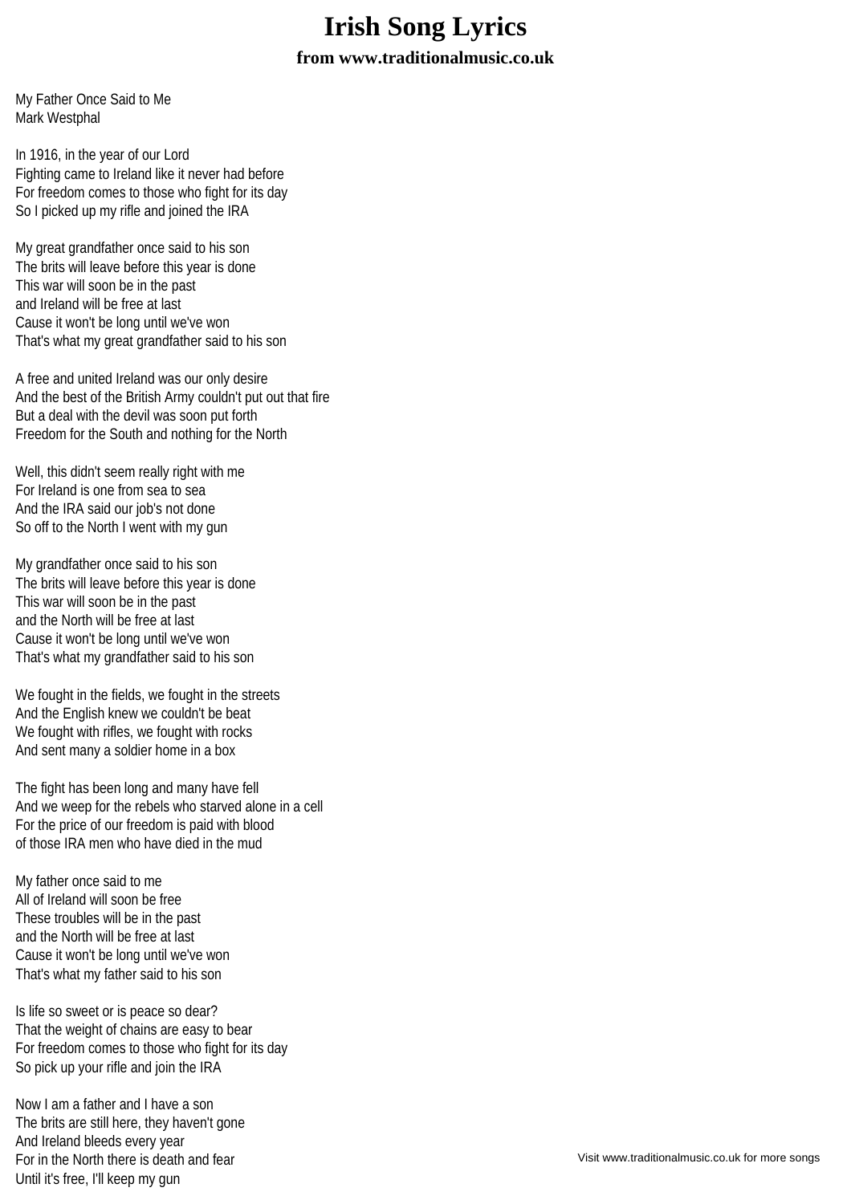# Irish Song Lyrics

### from www.traditionalmusic.co.uk

My Father Once Said to Me
Mark Westphal

In 1916, in the year of our Lord
Fighting came to Ireland like it never had before
For freedom comes to those who fight for its day
So I picked up my rifle and joined the IRA

My great grandfather once said to his son
The brits will leave before this year is done
This war will soon be in the past
and Ireland will be free at last
Cause it won't be long until we've won
That's what my great grandfather said to his son

A free and united Ireland was our only desire
And the best of the British Army couldn't put out that fire
But a deal with the devil was soon put forth
Freedom for the South and nothing for the North

Well, this didn't seem really right with me
For Ireland is one from sea to sea
And the IRA said our job's not done
So off to the North I went with my gun

My grandfather once said to his son
The brits will leave before this year is done
This war will soon be in the past
and the North will be free at last
Cause it won't be long until we've won
That's what my grandfather said to his son

We fought in the fields, we fought in the streets
And the English knew we couldn't be beat
We fought with rifles, we fought with rocks
And sent many a soldier home in a box

The fight has been long and many have fell
And we weep for the rebels who starved alone in a cell
For the price of our freedom is paid with blood
of those IRA men who have died in the mud

My father once said to me
All of Ireland will soon be free
These troubles will be in the past
and the North will be free at last
Cause it won't be long until we've won
That's what my father said to his son

Is life so sweet or is peace so dear?
That the weight of chains are easy to bear
For freedom comes to those who fight for its day
So pick up your rifle and join the IRA

Now I am a father and I have a son
The brits are still here, they haven't gone
And Ireland bleeds every year
For in the North there is death and fear
Until it's free, I'll keep my gun

Visit www.traditionalmusic.co.uk for more songs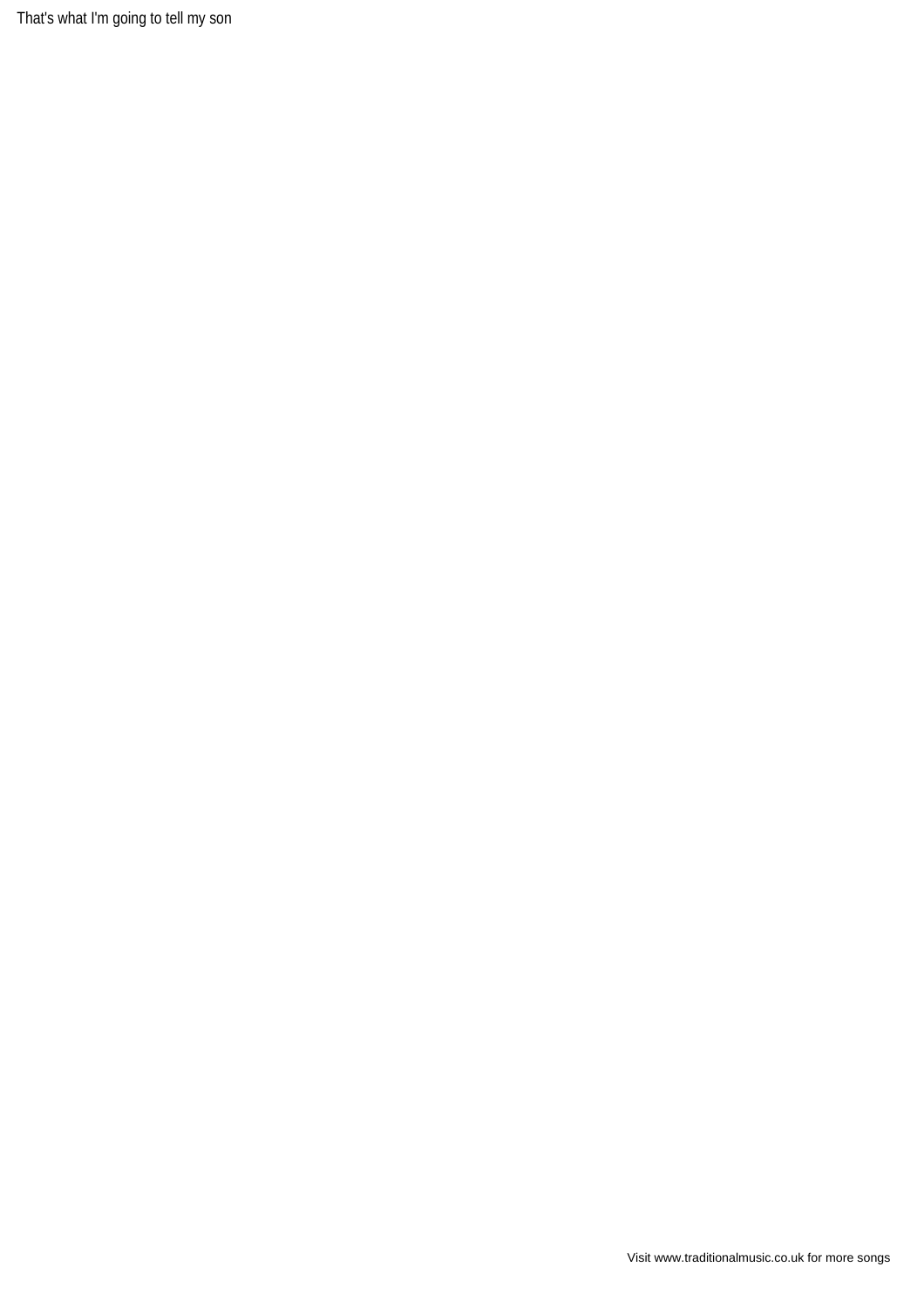That's what I'm going to tell my son